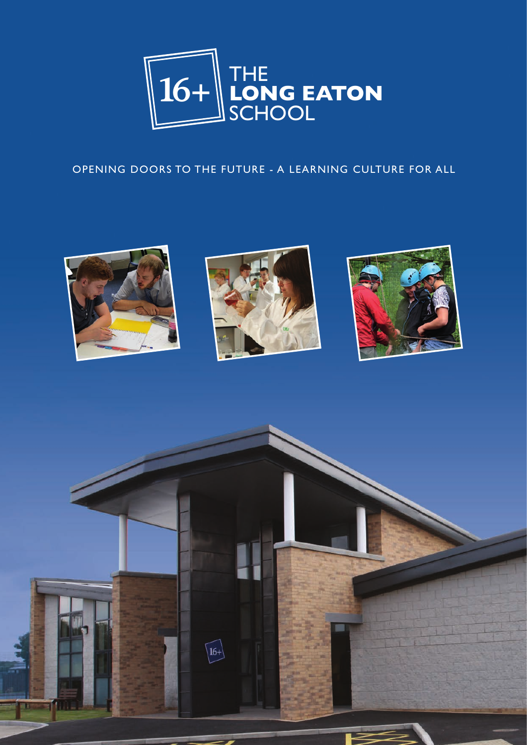# 16+ THE LONG EATON SCHOOL

OPENING DOORS TO THE FUTURE - A LEARNING CULTURE FOR ALL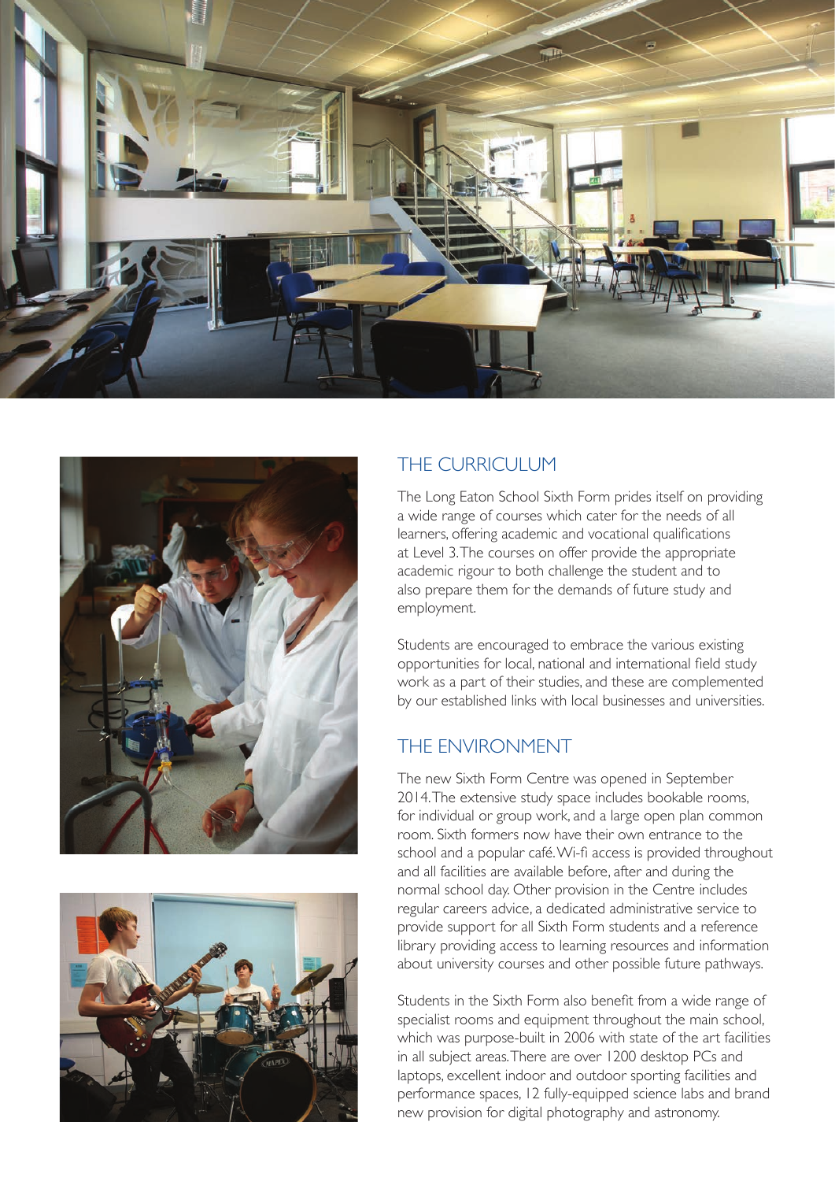## THE CURRICULUM

The Long Eaton School Sixth Form prides itself on providing a wide range of courses which cater for the needs of all learners, offering academic and vocational qualifications at Level 3. The courses on offer provide the appropriate academic rigour to both challenge the student and to also prepare them for the demands of future study and employment.

Students are encouraged to embrace the various existing opportunities for local, national and international field study work as a part of their studies, and these are complemented by our established links with local businesses and universities.

## THE ENVIRONMENT

The new Sixth Form Centre was opened in September 2014. The extensive study space includes bookable rooms, for individual or group work, and a large open plan common room. Sixth formers now have their own entrance to the school and a popular café. Wi-fi access is provided throughout and all facilities are available before, after and during the normal school day. Other provision in the Centre includes regular careers advice, a dedicated administrative service to provide support for all Sixth Form students and a reference library providing access to learning resources and information about university courses and other possible future pathways.

Students in the Sixth Form also benefit from a wide range of specialist rooms and equipment throughout the main school, which was purpose-built in 2006 with state of the art facilities in all subject areas. There are over 1200 desktop PCs and laptops, excellent indoor and outdoor sporting facilities and performance spaces, 12 fully-equipped science labs and brand new provision for digital photography and astronomy.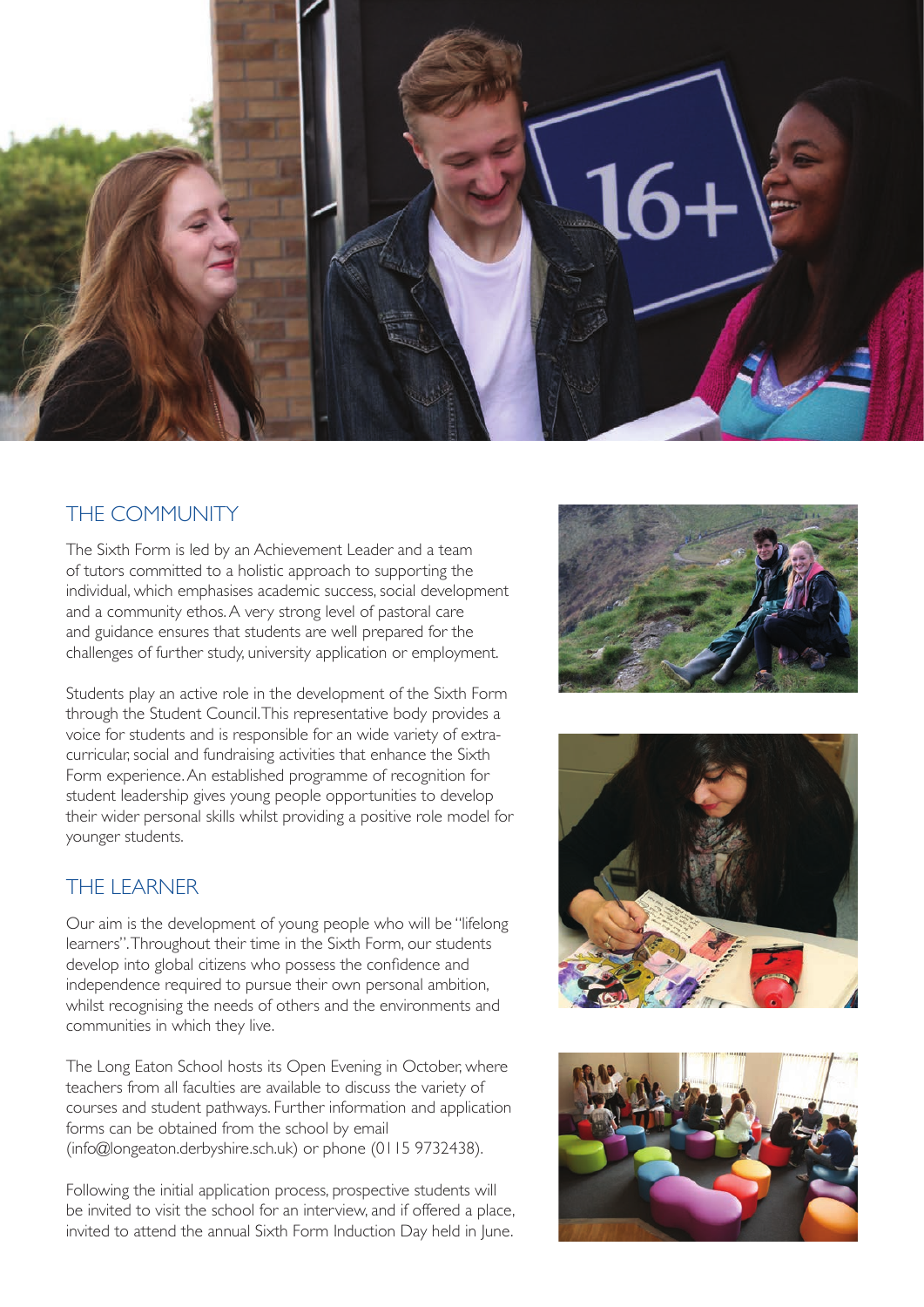## THE COMMUNITY

The Sixth Form is led by an Achievement Leader and a team of tutors committed to a holistic approach to supporting the individual, which emphasises academic success, social development and a community ethos. A very strong level of pastoral care and guidance ensures that students are well prepared for the challenges of further study, university application or employment.

Students play an active role in the development of the Sixth Form through the Student Council. This representative body provides a voice for students and is responsible for an wide variety of extra-curricular, social and fundraising activities that enhance the Sixth Form experience. An established programme of recognition for student leadership gives young people opportunities to develop their wider personal skills whilst providing a positive role model for younger students.

## THE LEARNER

Our aim is the development of young people who will be "lifelong learners". Throughout their time in the Sixth Form, our students develop into global citizens who possess the confidence and independence required to pursue their own personal ambition, whilst recognising the needs of others and the environments and communities in which they live.

The Long Eaton School hosts its Open Evening in October, where teachers from all faculties are available to discuss the variety of courses and student pathways. Further information and application forms can be obtained from the school by email (info@longeaton.derbyshire.sch.uk) or phone (0115 9732438).

Following the initial application process, prospective students will be invited to visit the school for an interview, and if offered a place, invited to attend the annual Sixth Form Induction Day held in June.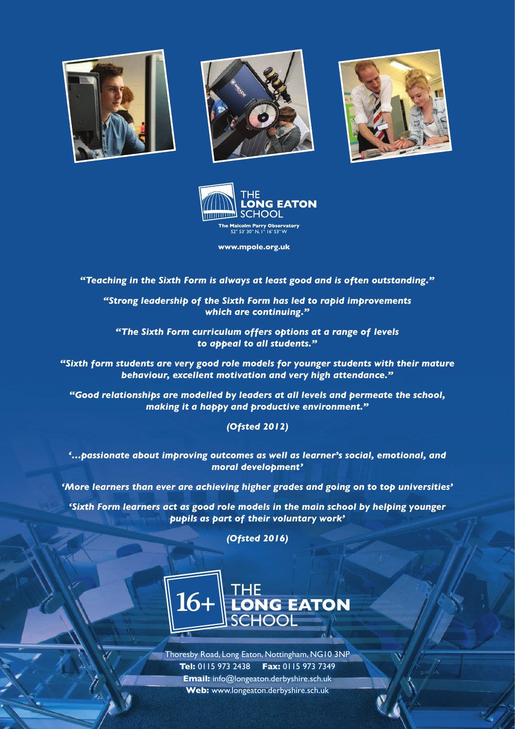THE
**LONG EATON**
SCHOOL

**The Malcolm Parry Observatory**
52° 53' 30" N, 1° 16' 53" W

**www.mpole.org.uk**

***"Teaching in the Sixth Form is always at least good and is often outstanding."***

***"Strong leadership of the Sixth Form has led to rapid improvements which are continuing."***

***"The Sixth Form curriculum offers options at a range of levels to appeal to all students."***

***"Sixth form students are very good role models for younger students with their mature behaviour, excellent motivation and very high attendance."***

***"Good relationships are modelled by leaders at all levels and permeate the school, making it a happy and productive environment."***

***(Ofsted 2012)***

***'...passionate about improving outcomes as well as learner's social, emotional, and moral development'***

***'More learners than ever are achieving higher grades and going on to top universities'***

***'Sixth Form learners act as good role models in the main school by helping younger pupils as part of their voluntary work'***

***(Ofsted 2016)***

16+ THE
**LONG EATON**
SCHOOL

Thoresby Road, Long Eaton, Nottingham, NG10 3NP
**Tel:** 0115 973 2438 **Fax:** 0115 973 7349
**Email:** info@longeaton.derbyshire.sch.uk
**Web:** www.longeaton.derbyshire.sch.uk